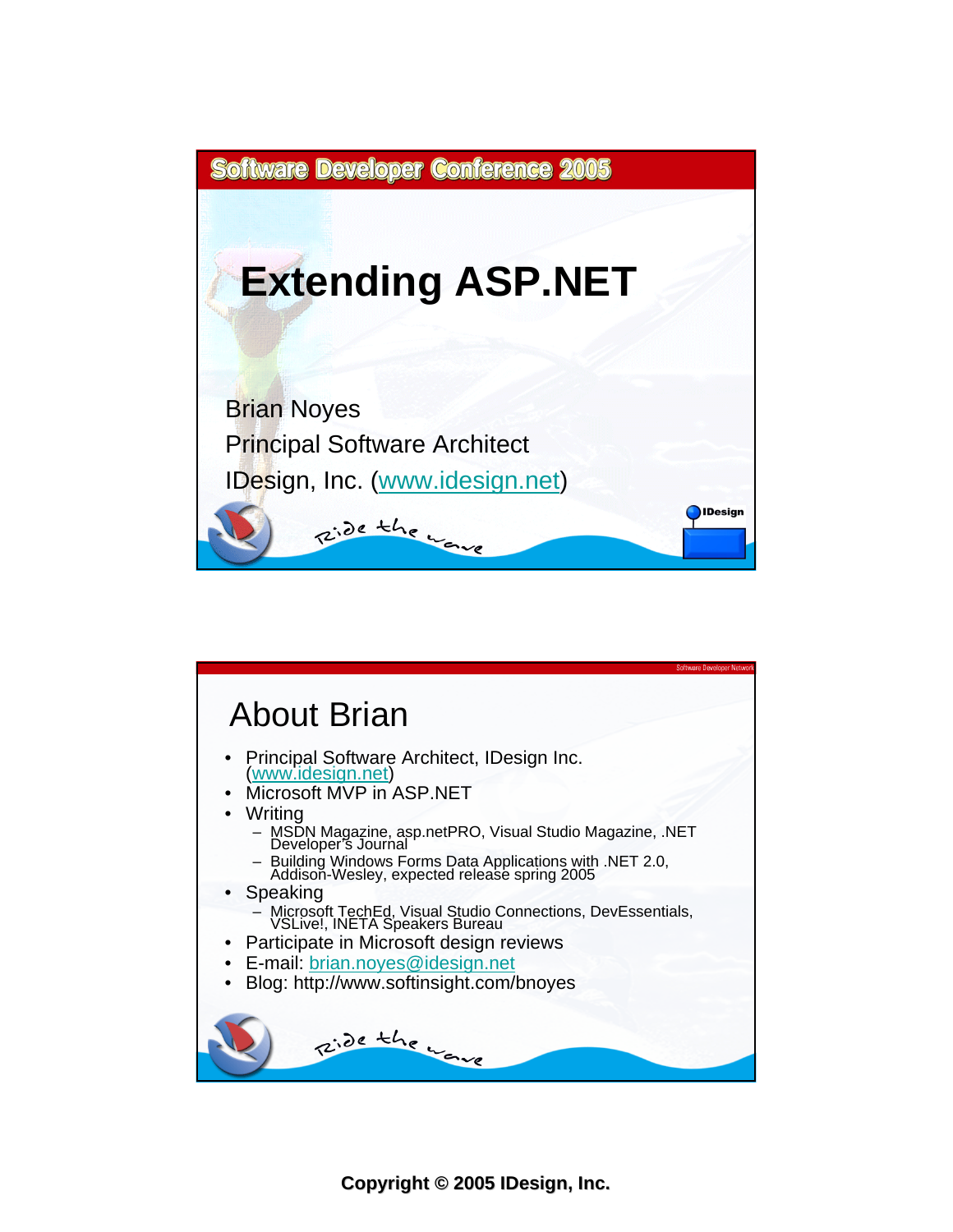Software Developer Conference 2005

# Extending ASP.NET

Brian Noyes

Principal Software Architect

IDesign, Inc. (www.idesign.net)

Ride the wave

---

## About Brian

- Principal Software Architect, IDesign Inc. (www.idesign.net)
- Microsoft MVP in ASP.NET
- Writing
  - MSDN Magazine, asp.netPRO, Visual Studio Magazine, .NET Developer's Journal
  - Building Windows Forms Data Applications with .NET 2.0, Addison-Wesley, expected release spring 2005
- Speaking
  - Microsoft TechEd, Visual Studio Connections, DevEssentials, VSLive!, INETA Speakers Bureau
- Participate in Microsoft design reviews
- E-mail: brian.noyes@idesign.net
- Blog: http://www.softinsight.com/bnoyes

Ride the wave

**Copyright © 2005 IDesign, Inc.**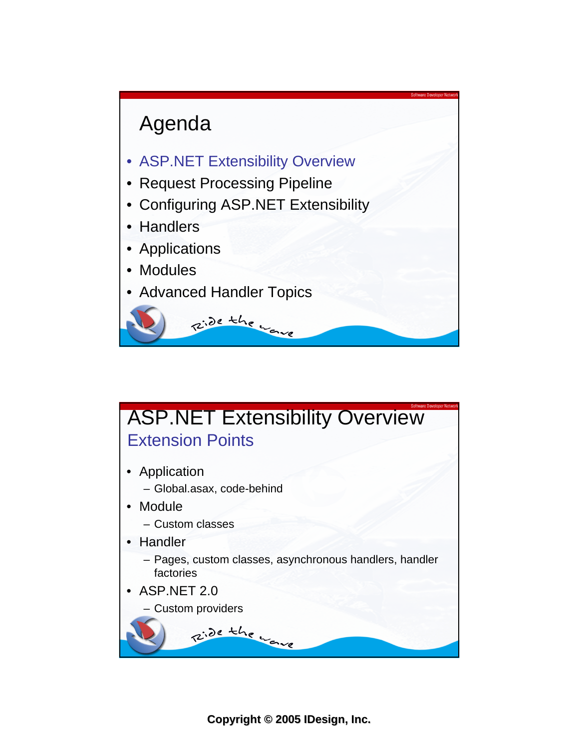# Agenda

- ASP.NET Extensibility Overview
- Request Processing Pipeline
- Configuring ASP.NET Extensibility
- Handlers
- Applications
- Modules
- Advanced Handler Topics

# ASP.NET Extensibility Overview

## Extension Points

- Application
  - Global.asax, code-behind
- Module
  - Custom classes
- Handler
  - Pages, custom classes, asynchronous handlers, handler factories
- ASP.NET 2.0
  - Custom providers

**Copyright © 2005 IDesign, Inc.**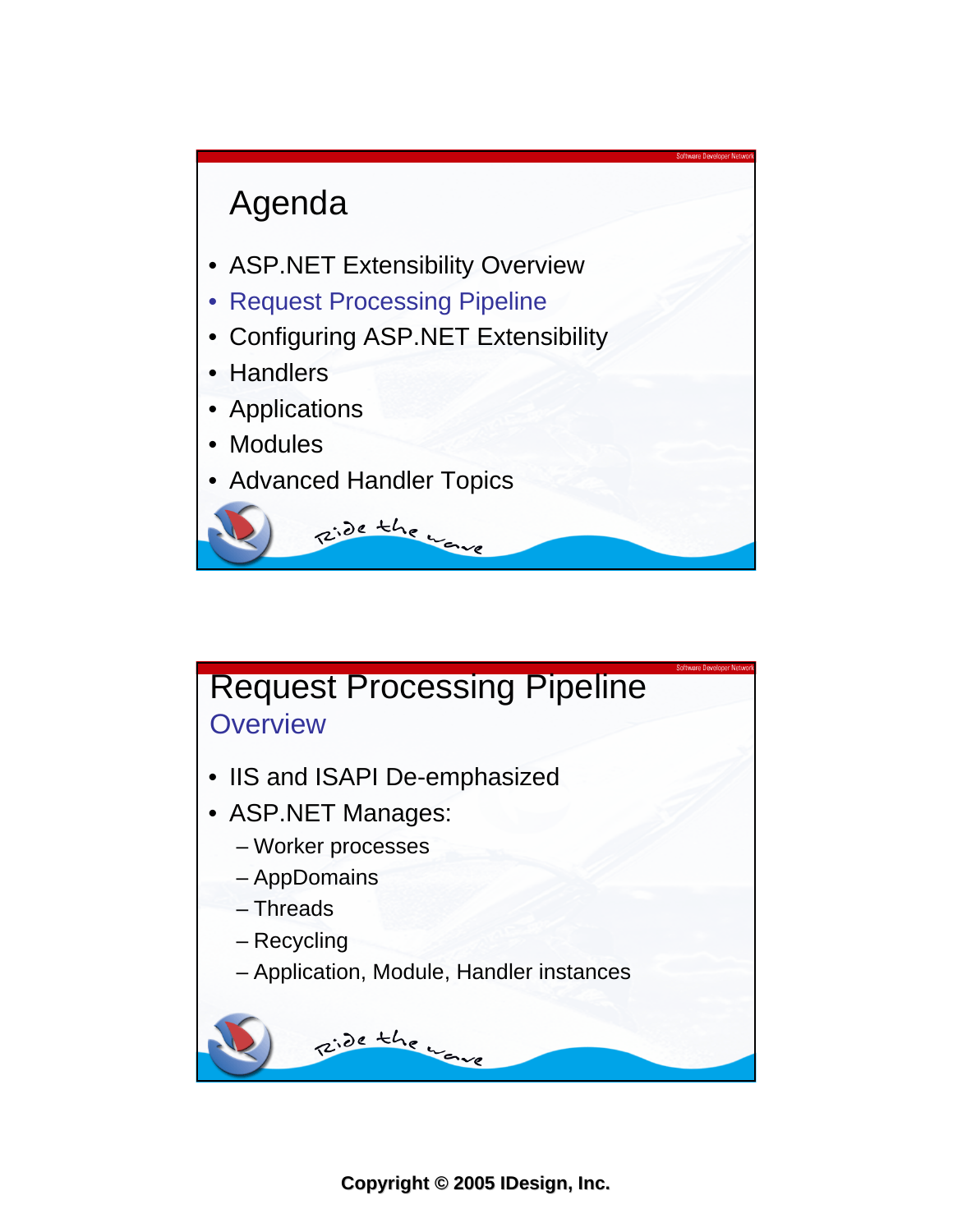# Agenda

- ASP.NET Extensibility Overview
- Request Processing Pipeline
- Configuring ASP.NET Extensibility
- Handlers
- Applications
- Modules
- Advanced Handler Topics

# Request Processing Pipeline

## Overview

- IIS and ISAPI De-emphasized
- ASP.NET Manages:
  - Worker processes
  - AppDomains
  - Threads
  - Recycling
  - Application, Module, Handler instances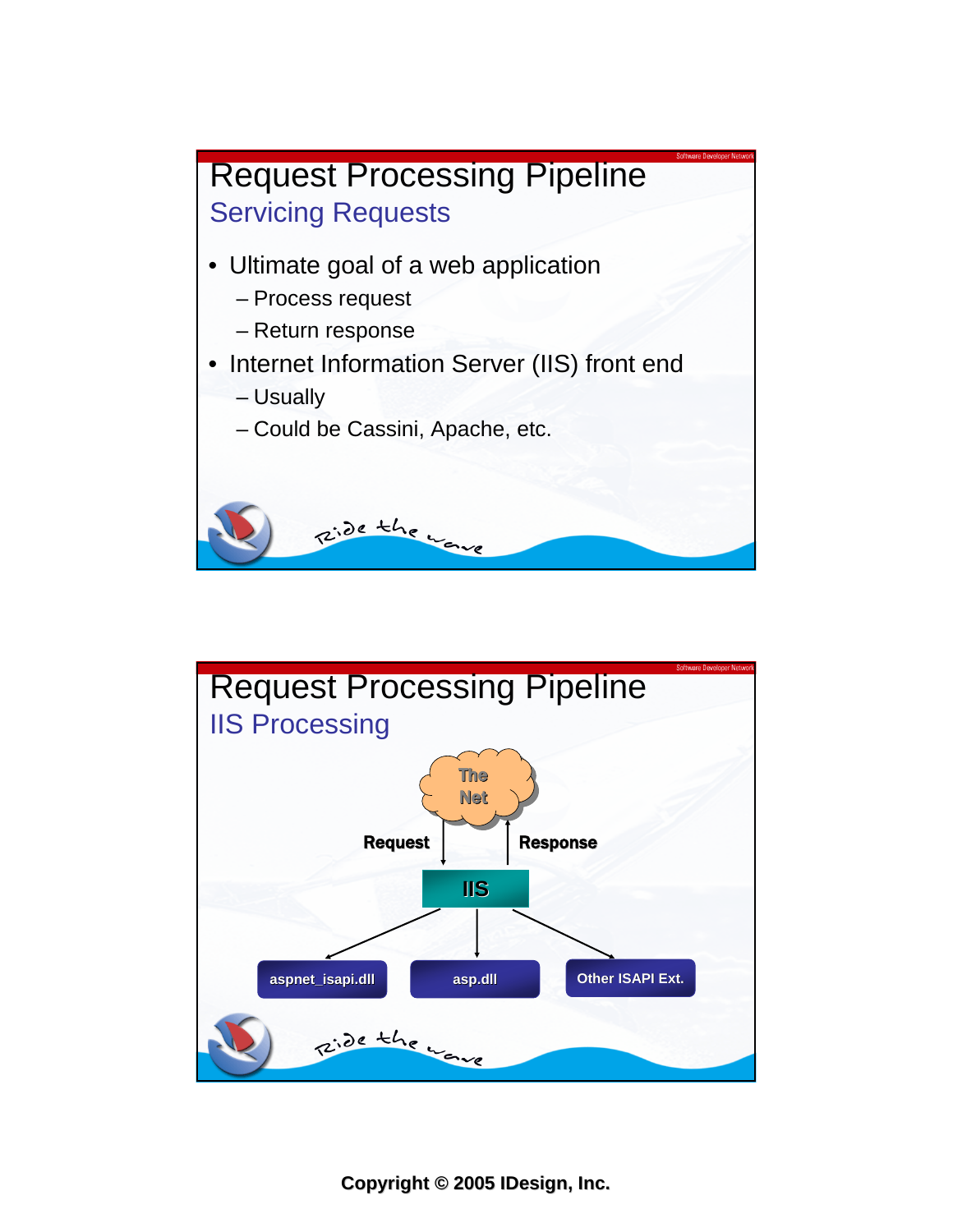# Request Processing Pipeline

## Servicing Requests

- Ultimate goal of a web application
  - Process request
  - Return response
- Internet Information Server (IIS) front end
  - Usually
  - Could be Cassini, Apache, etc.

# Request Processing Pipeline

## IIS Processing

The Net

Request

Response

IIS

aspnet_isapi.dll

asp.dll

Other ISAPI Ext.

**Copyright © 2005 IDesign, Inc.**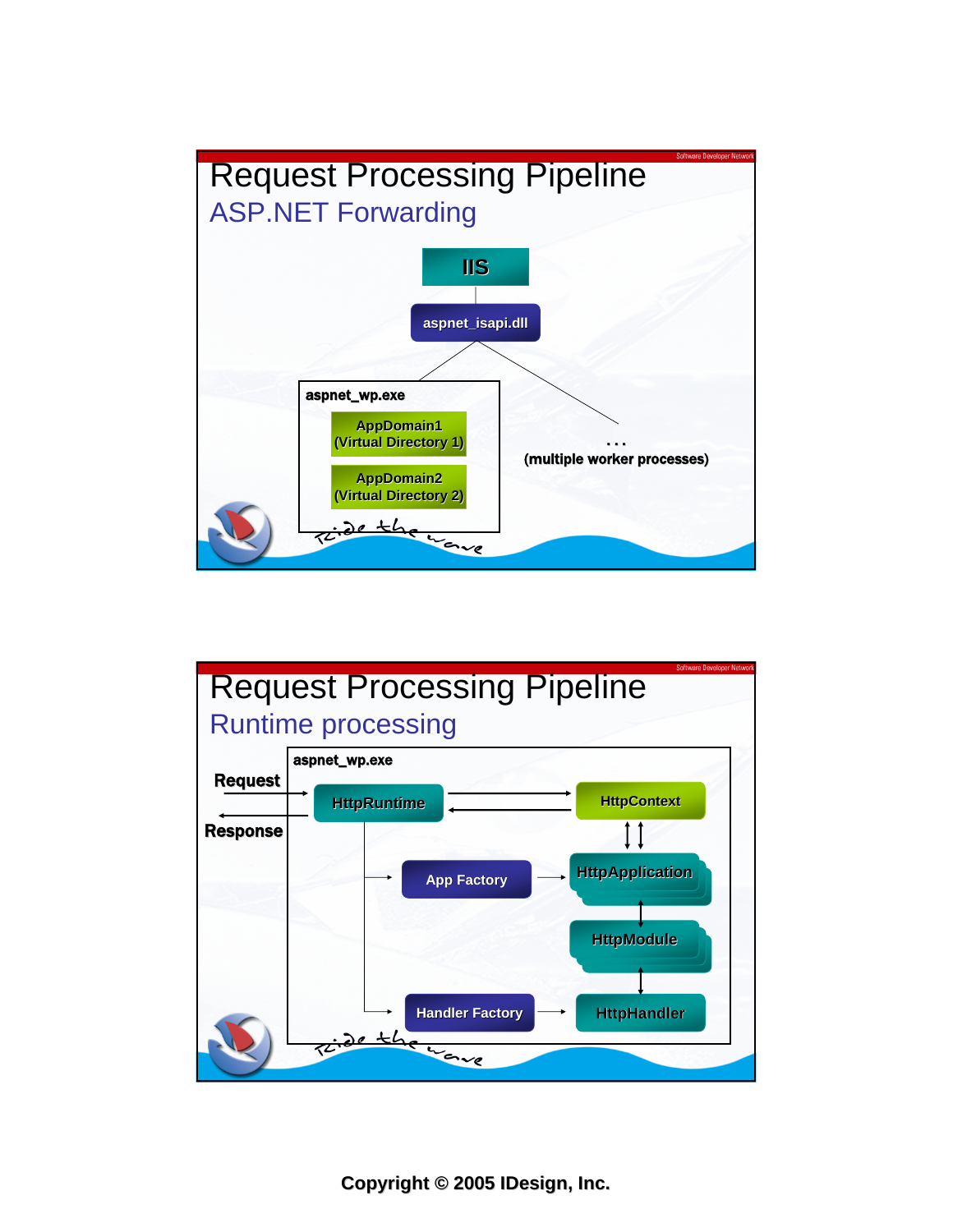# Request Processing Pipeline

## ASP.NET Forwarding

IIS

aspnet_isapi.dll

aspnet_wp.exe

AppDomain1 (Virtual Directory 1)

AppDomain2 (Virtual Directory 2)

…

(multiple worker processes)

# Request Processing Pipeline

## Runtime processing

aspnet_wp.exe

Request

Response

HttpRuntime

HttpContext

App Factory

HttpApplication

HttpModule

Handler Factory

HttpHandler

Copyright © 2005 IDesign, Inc.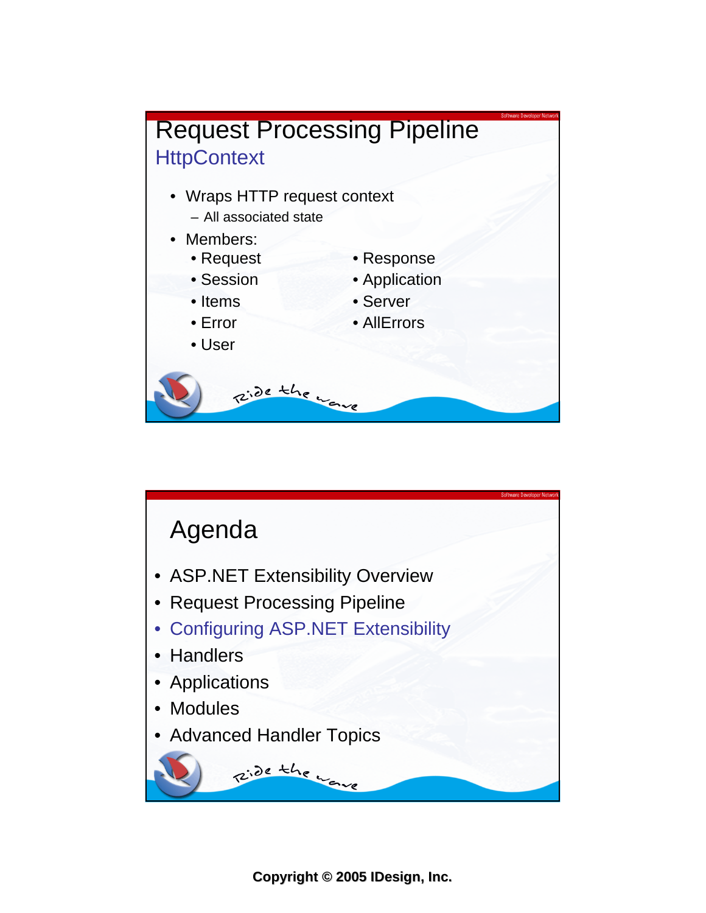# Request Processing Pipeline

## HttpContext

- Wraps HTTP request context
  - All associated state
- Members:
  - Request
  - Response
  - Session
  - Application
  - Items
  - Server
  - Error
  - AllErrors
  - User

# Agenda

- ASP.NET Extensibility Overview
- Request Processing Pipeline
- Configuring ASP.NET Extensibility
- Handlers
- Applications
- Modules
- Advanced Handler Topics

**Copyright © 2005 IDesign, Inc.**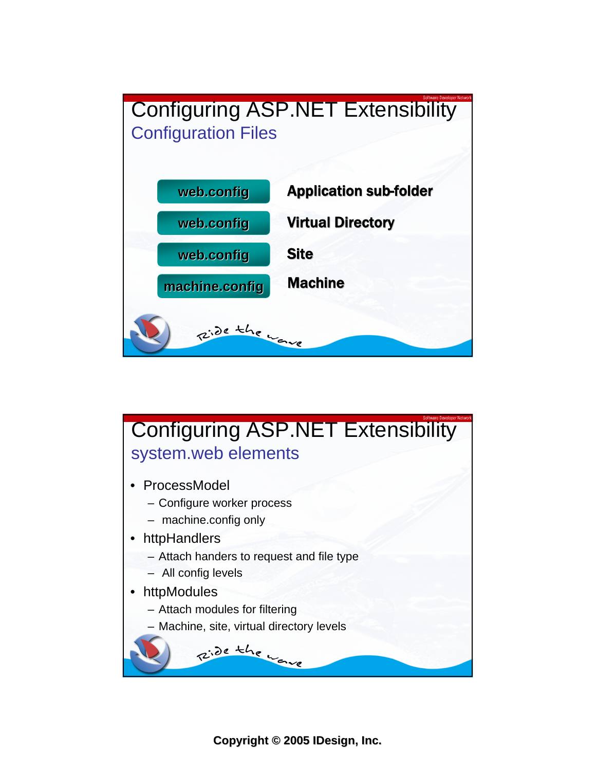## Configuring ASP.NET Extensibility

### Configuration Files

| | |
|---|---|
| web.config | Application sub-folder |
| web.config | Virtual Directory |
| web.config | Site |
| machine.config | Machine |

## Configuring ASP.NET Extensibility

### system.web elements

- ProcessModel
  - Configure worker process
  - machine.config only
- httpHandlers
  - Attach handers to request and file type
  - All config levels
- httpModules
  - Attach modules for filtering
  - Machine, site, virtual directory levels

**Copyright © 2005 IDesign, Inc.**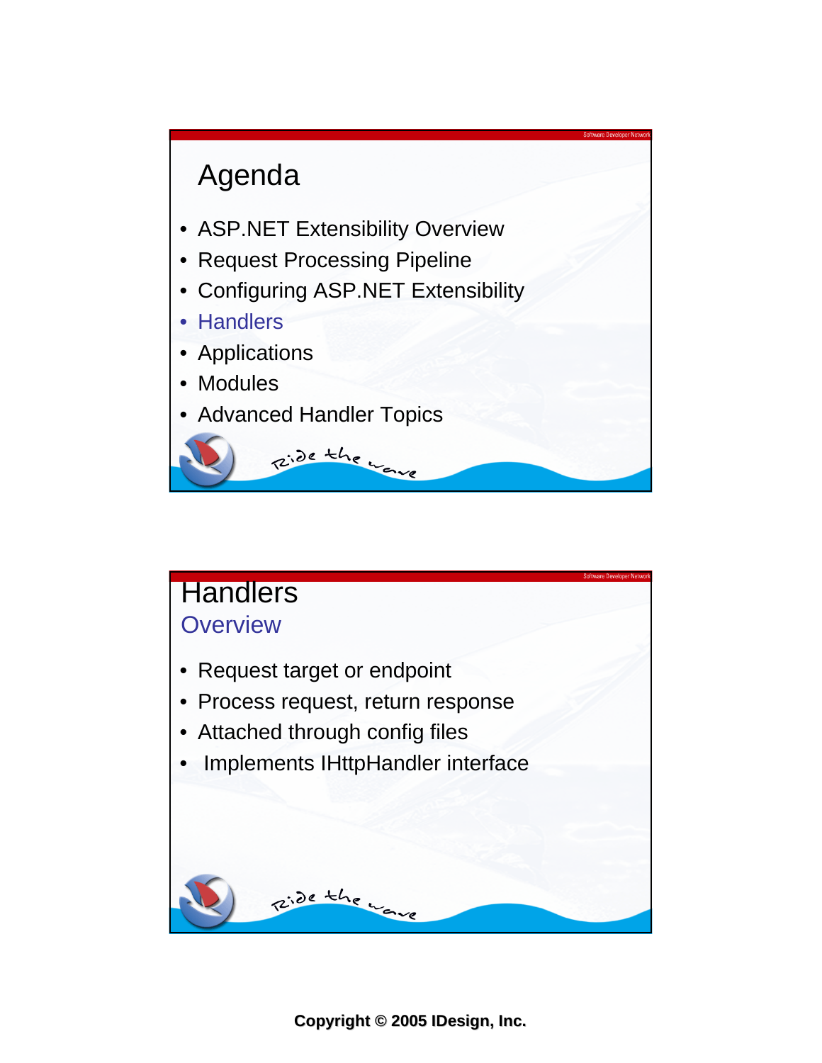## Agenda

- ASP.NET Extensibility Overview
- Request Processing Pipeline
- Configuring ASP.NET Extensibility
- Handlers
- Applications
- Modules
- Advanced Handler Topics

## Handlers

### Overview

- Request target or endpoint
- Process request, return response
- Attached through config files
- Implements IHttpHandler interface

**Copyright © 2005 IDesign, Inc.**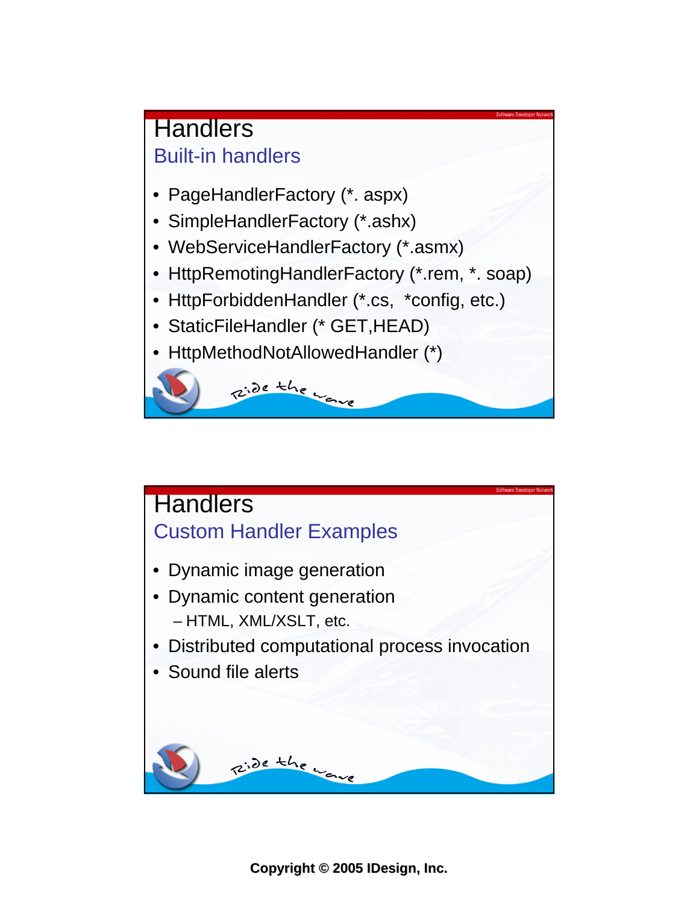## Handlers

### Built-in handlers

- PageHandlerFactory (*. aspx)
- SimpleHandlerFactory (*.ashx)
- WebServiceHandlerFactory (*.asmx)
- HttpRemotingHandlerFactory (*.rem, *. soap)
- HttpForbiddenHandler (*.cs, *config, etc.)
- StaticFileHandler (* GET,HEAD)
- HttpMethodNotAllowedHandler (*)

## Handlers

### Custom Handler Examples

- Dynamic image generation
- Dynamic content generation
  - HTML, XML/XSLT, etc.
- Distributed computational process invocation
- Sound file alerts

**Copyright © 2005 IDesign, Inc.**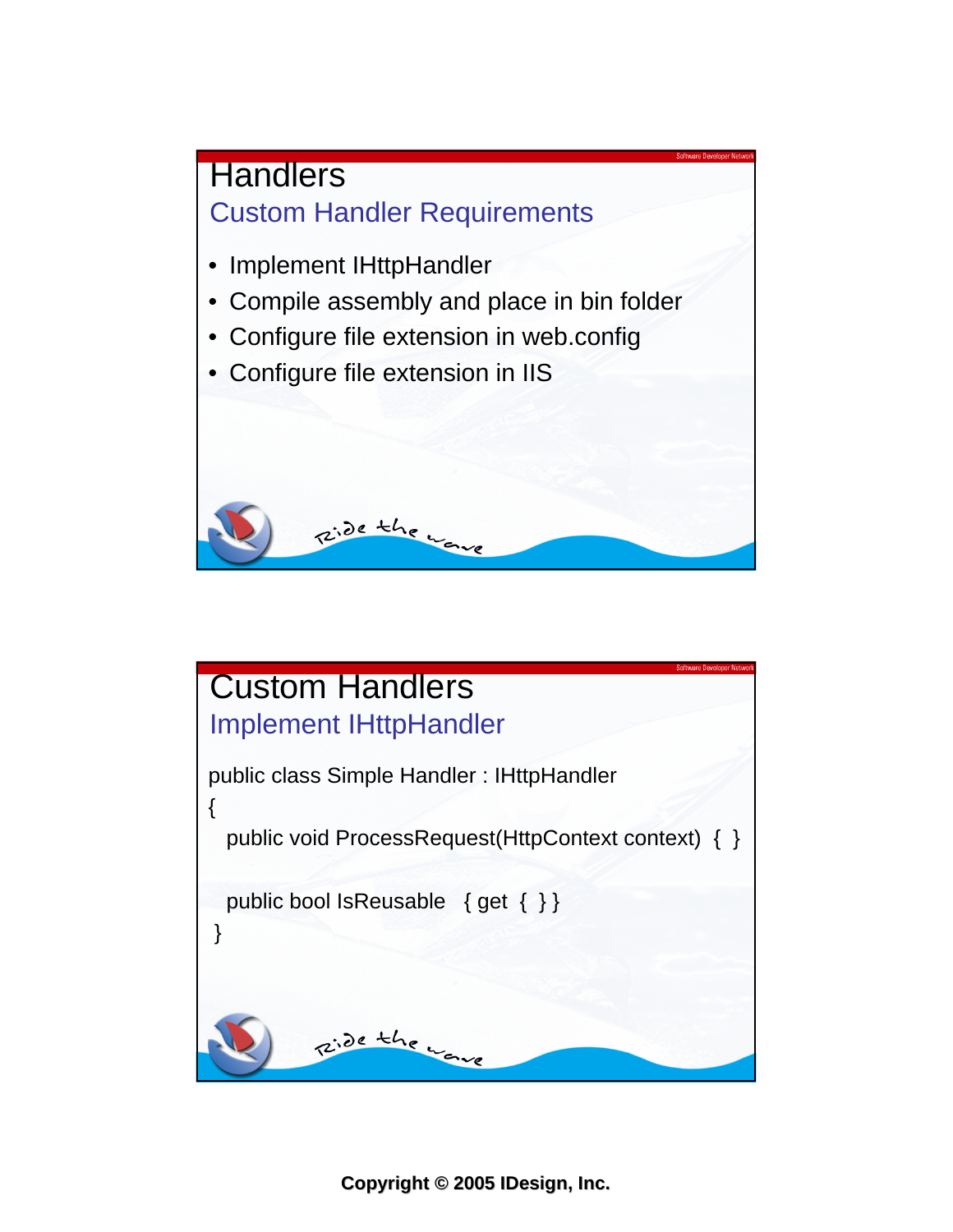# Handlers

## Custom Handler Requirements

- Implement IHttpHandler
- Compile assembly and place in bin folder
- Configure file extension in web.config
- Configure file extension in IIS

# Custom Handlers

## Implement IHttpHandler

```
public class Simple Handler : IHttpHandler
{
  public void ProcessRequest(HttpContext context)  { }

  public bool IsReusable   { get  { } }
}
```

**Copyright © 2005 IDesign, Inc.**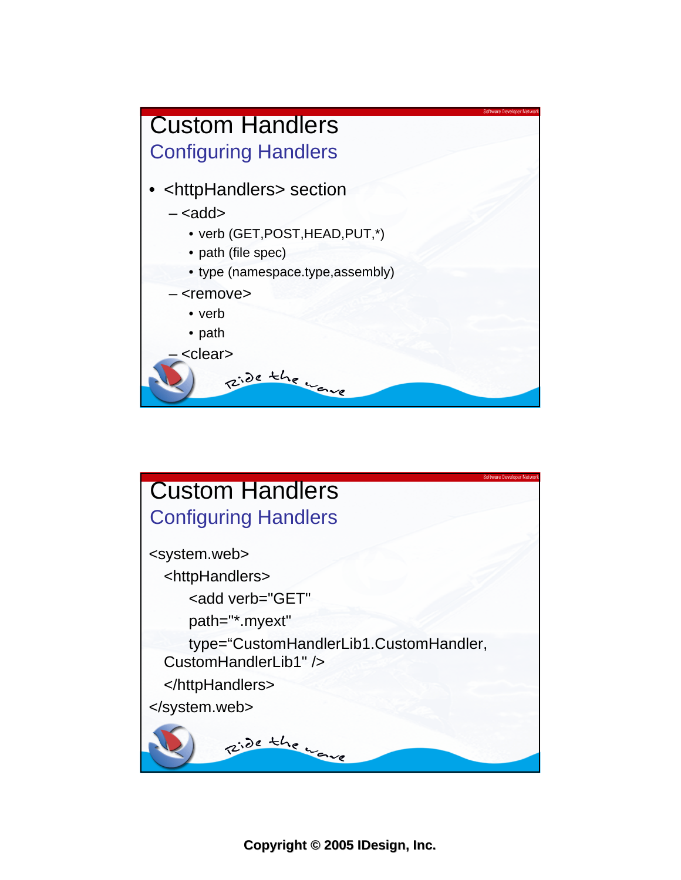# Custom Handlers

## Configuring Handlers

- <httpHandlers> section
  - <add>
    - verb (GET,POST,HEAD,PUT,*)
    - path (file spec)
    - type (namespace.type,assembly)
  - <remove>
    - verb
    - path
  - <clear>

# Custom Handlers

## Configuring Handlers

```
<system.web>
  <httpHandlers>
      <add verb="GET"
      path="*.myext"
      type=“CustomHandlerLib1.CustomHandler,
  CustomHandlerLib1" />
  </httpHandlers>
</system.web>
```

**Copyright © 2005 IDesign, Inc.**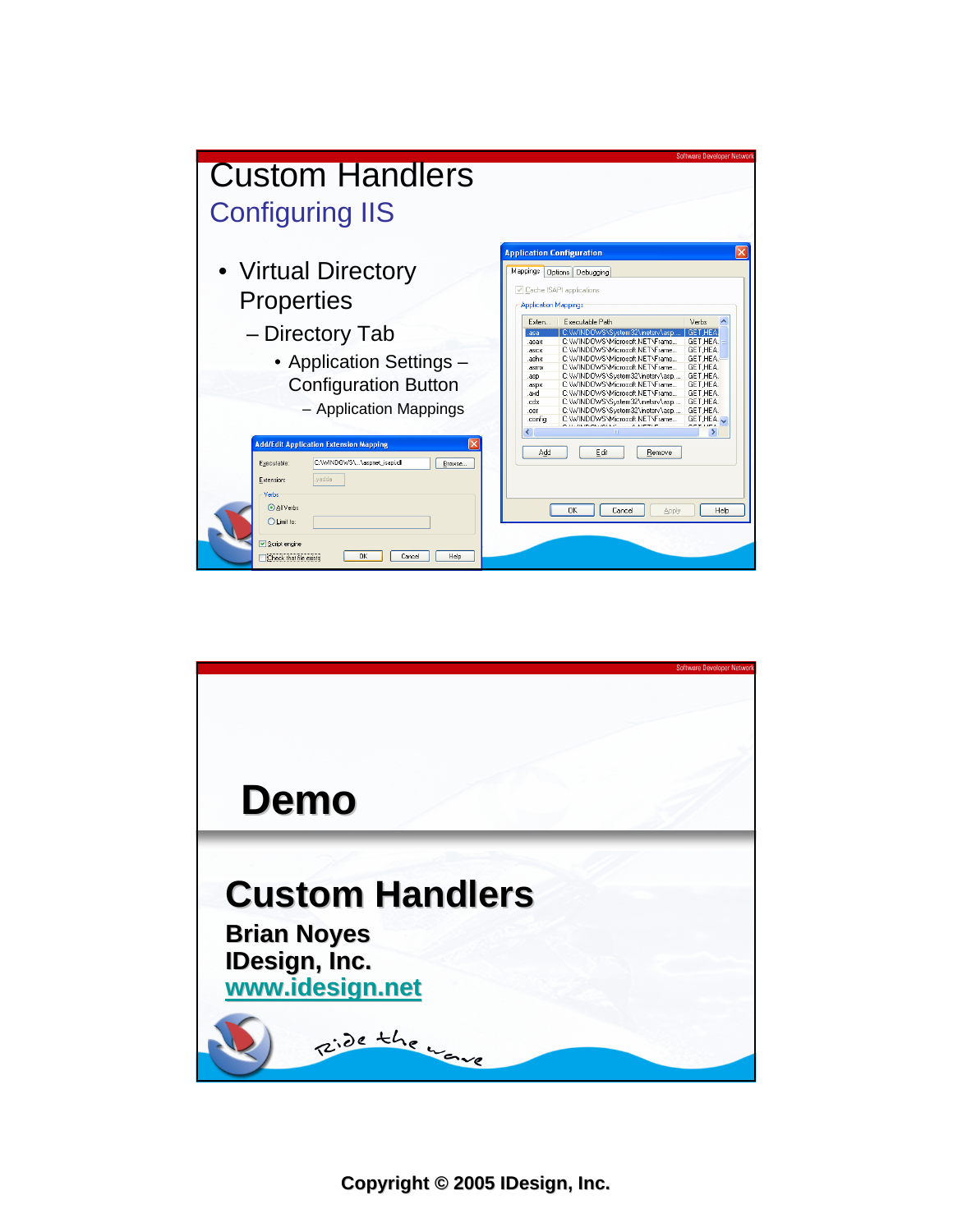# Custom Handlers

## Configuring IIS

- Virtual Directory Properties
  - Directory Tab
    - Application Settings – Configuration Button
      - Application Mappings

# Demo

## Custom Handlers

**Brian Noyes**
**IDesign, Inc.**
**www.idesign.net**

**Copyright © 2005 IDesign, Inc.**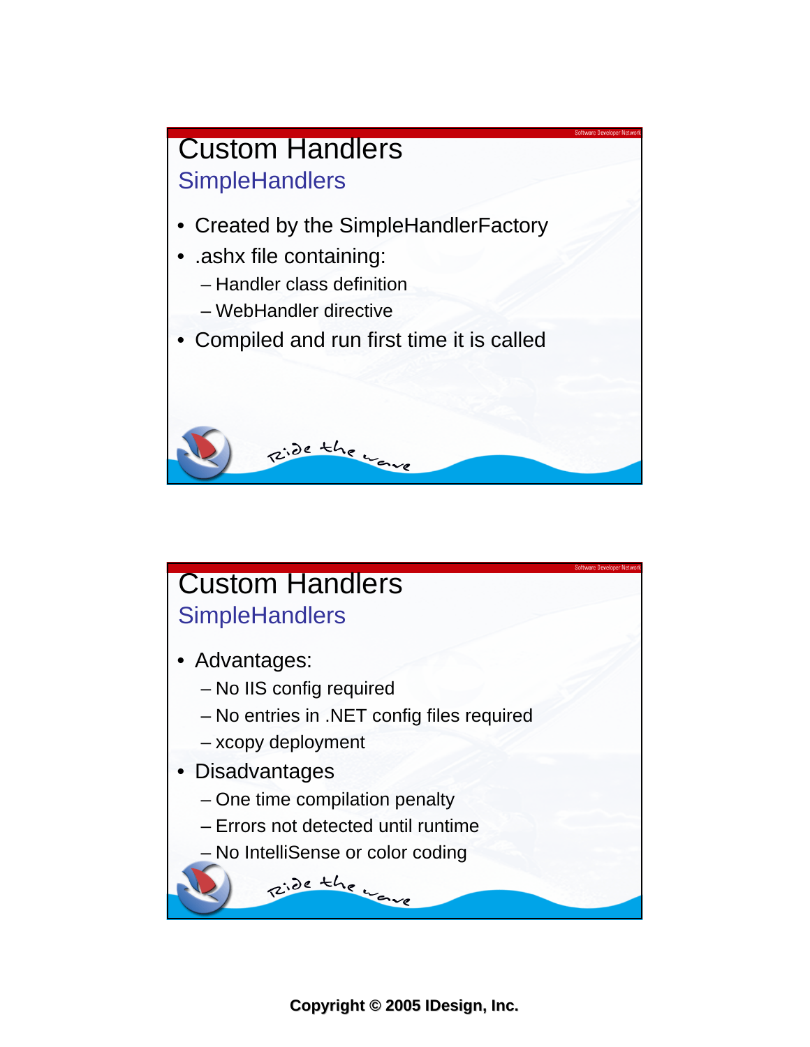# Custom Handlers

## SimpleHandlers

- Created by the SimpleHandlerFactory
- .ashx file containing:
  - Handler class definition
  - WebHandler directive
- Compiled and run first time it is called

# Custom Handlers

## SimpleHandlers

- Advantages:
  - No IIS config required
  - No entries in .NET config files required
  - xcopy deployment
- Disadvantages
  - One time compilation penalty
  - Errors not detected until runtime
  - No IntelliSense or color coding

**Copyright © 2005 IDesign, Inc.**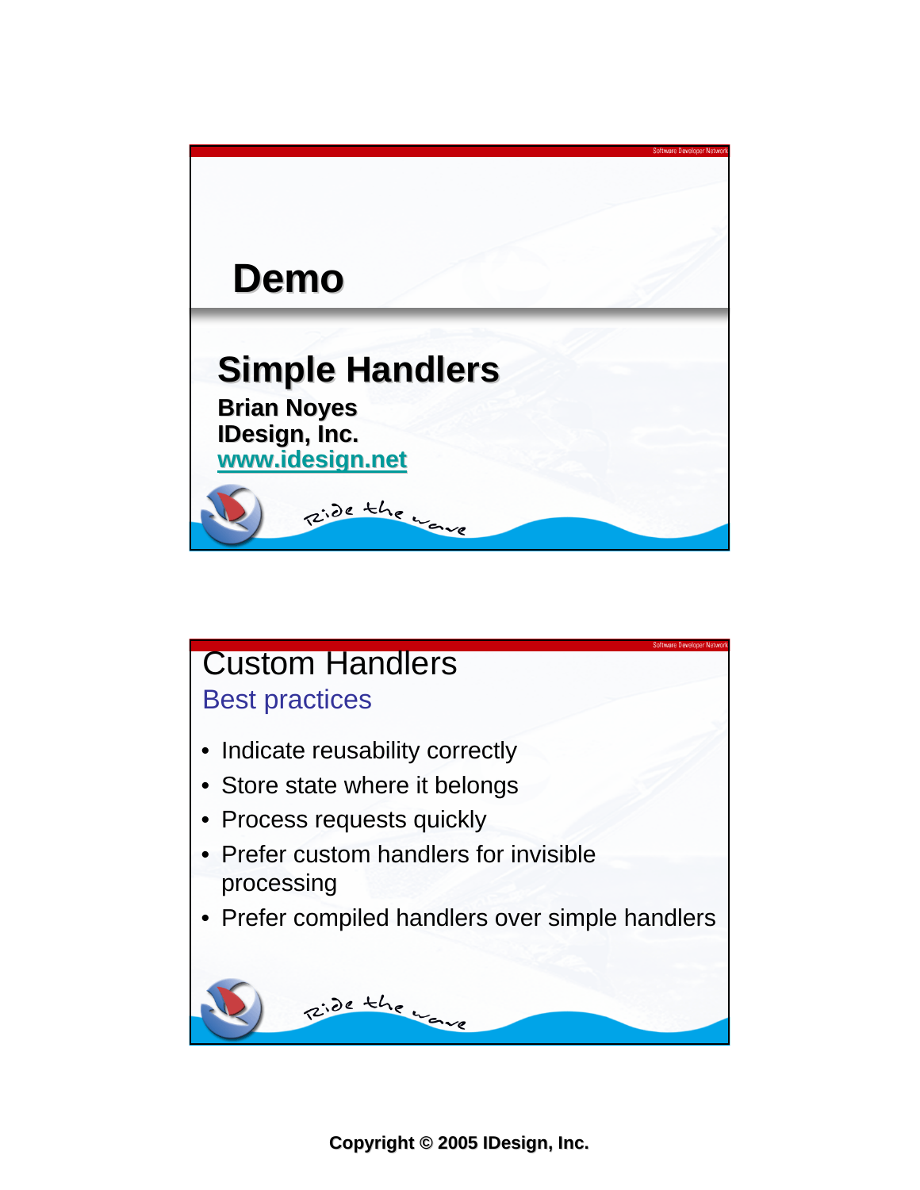# Demo

## Simple Handlers

**Brian Noyes**
**IDesign, Inc.**
**www.idesign.net**

---

# Custom Handlers

## Best practices

- Indicate reusability correctly
- Store state where it belongs
- Process requests quickly
- Prefer custom handlers for invisible processing
- Prefer compiled handlers over simple handlers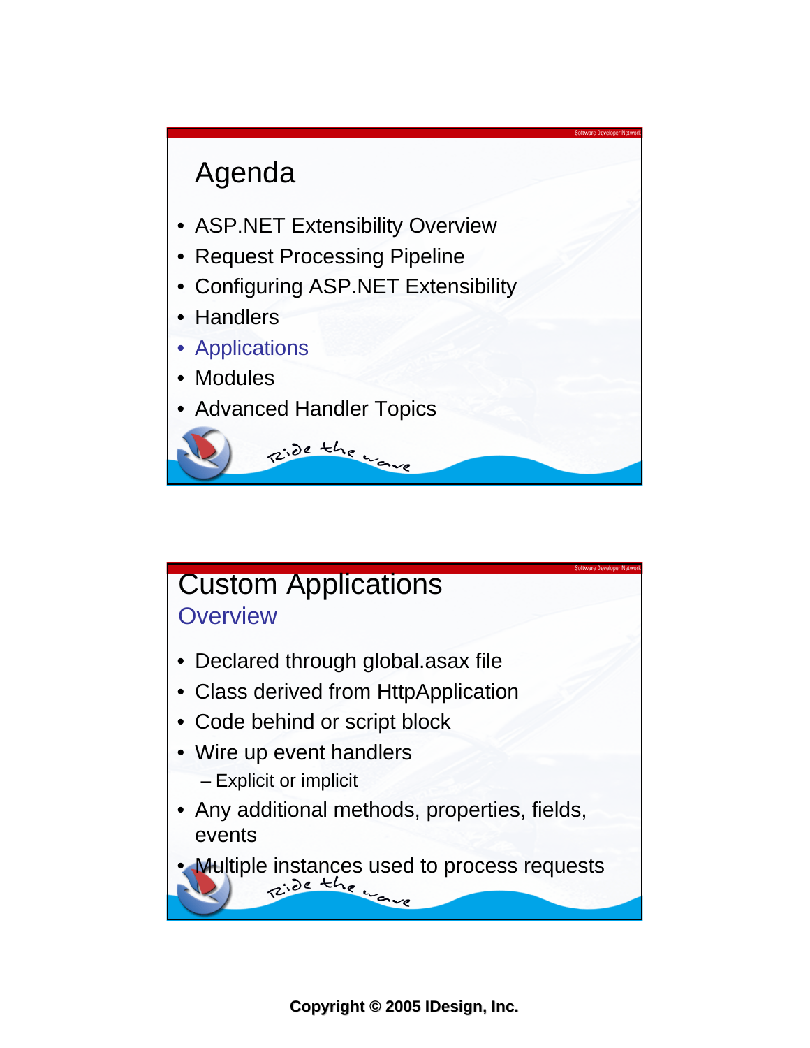# Agenda

- ASP.NET Extensibility Overview
- Request Processing Pipeline
- Configuring ASP.NET Extensibility
- Handlers
- Applications
- Modules
- Advanced Handler Topics

# Custom Applications

## Overview

- Declared through global.asax file
- Class derived from HttpApplication
- Code behind or script block
- Wire up event handlers
  - Explicit or implicit
- Any additional methods, properties, fields, events
- Multiple instances used to process requests

**Copyright © 2005 IDesign, Inc.**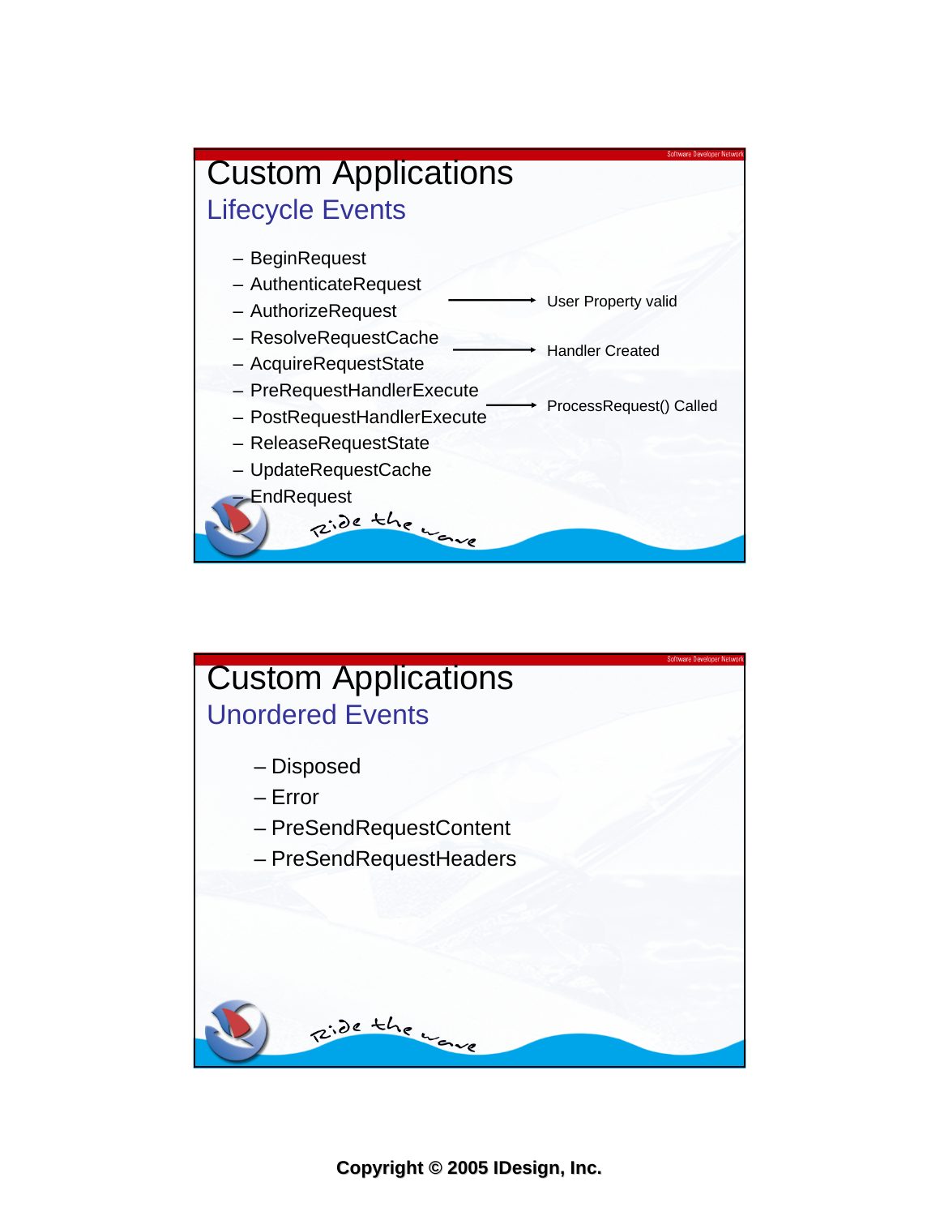# Custom Applications

## Lifecycle Events

- BeginRequest
- AuthenticateRequest → User Property valid
- AuthorizeRequest
- ResolveRequestCache → Handler Created
- AcquireRequestState
- PreRequestHandlerExecute → ProcessRequest() Called
- PostRequestHandlerExecute
- ReleaseRequestState
- UpdateRequestCache
- EndRequest

# Custom Applications

## Unordered Events

- Disposed
- Error
- PreSendRequestContent
- PreSendRequestHeaders

**Copyright © 2005 IDesign, Inc.**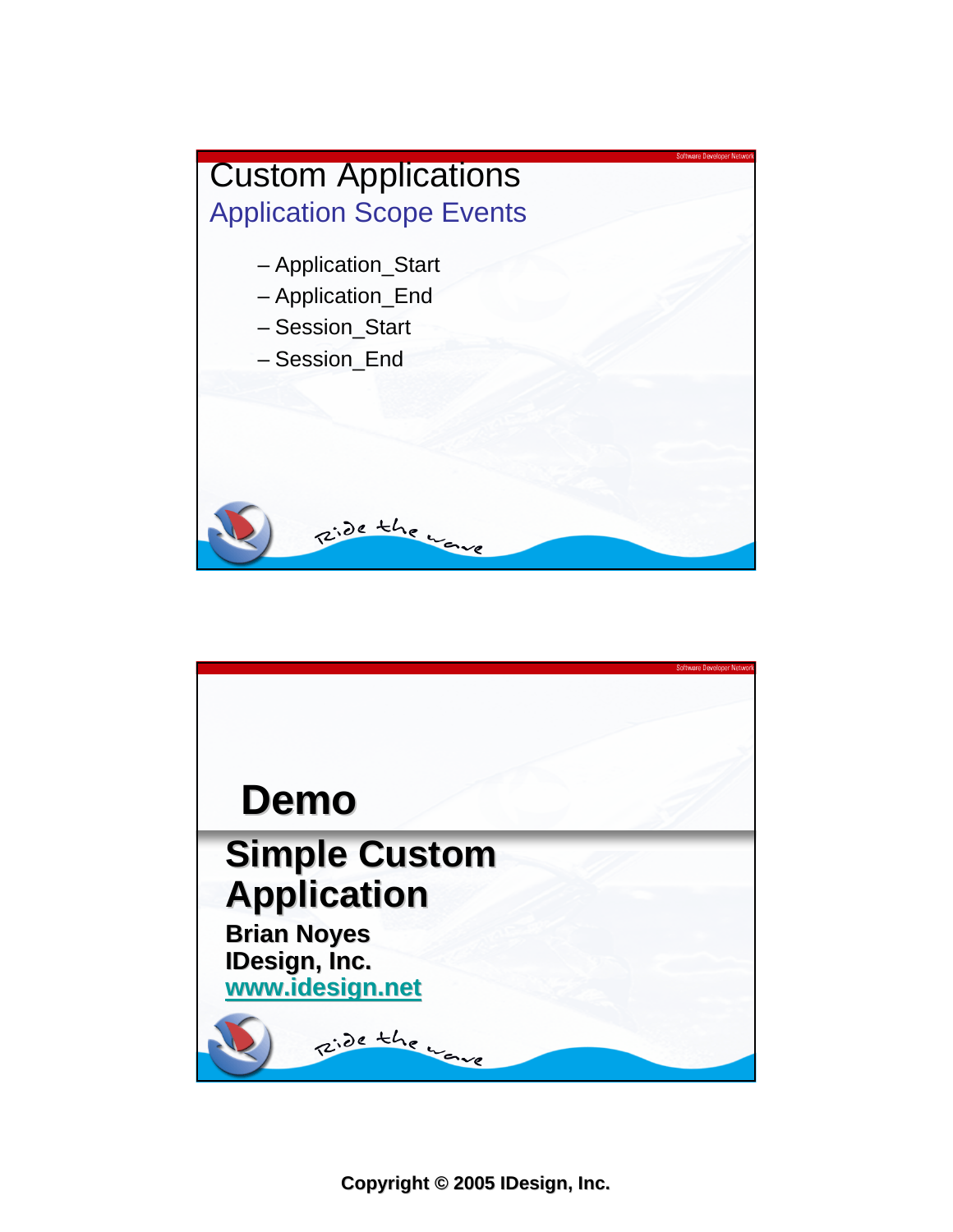# Custom Applications

## Application Scope Events

- Application_Start
- Application_End
- Session_Start
- Session_End

# Demo

## Simple Custom Application

**Brian Noyes**
**IDesign, Inc.**
**www.idesign.net**

**Copyright © 2005 IDesign, Inc.**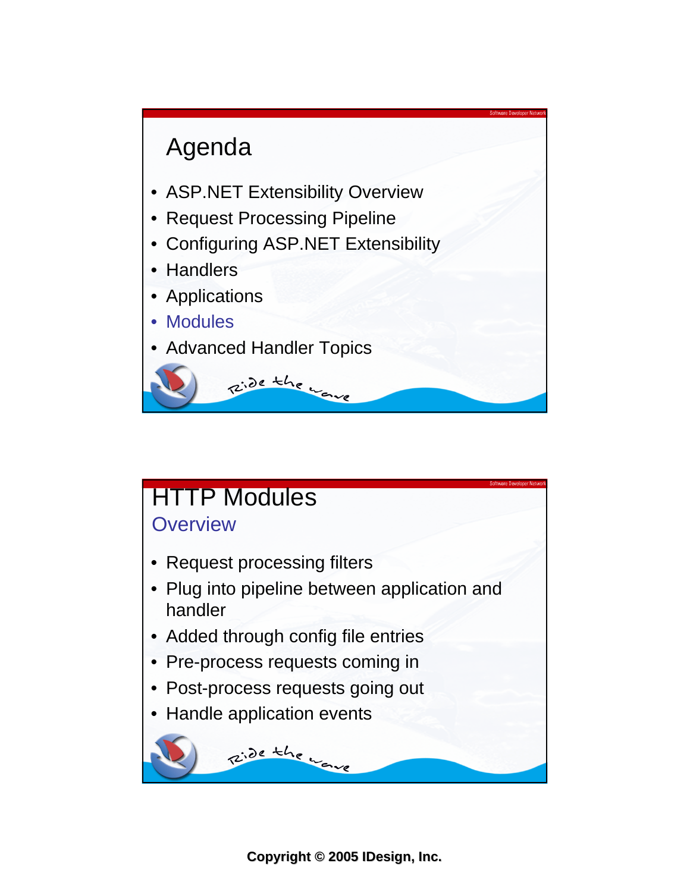## Agenda

- ASP.NET Extensibility Overview
- Request Processing Pipeline
- Configuring ASP.NET Extensibility
- Handlers
- Applications
- Modules
- Advanced Handler Topics

## HTTP Modules

### Overview

- Request processing filters
- Plug into pipeline between application and handler
- Added through config file entries
- Pre-process requests coming in
- Post-process requests going out
- Handle application events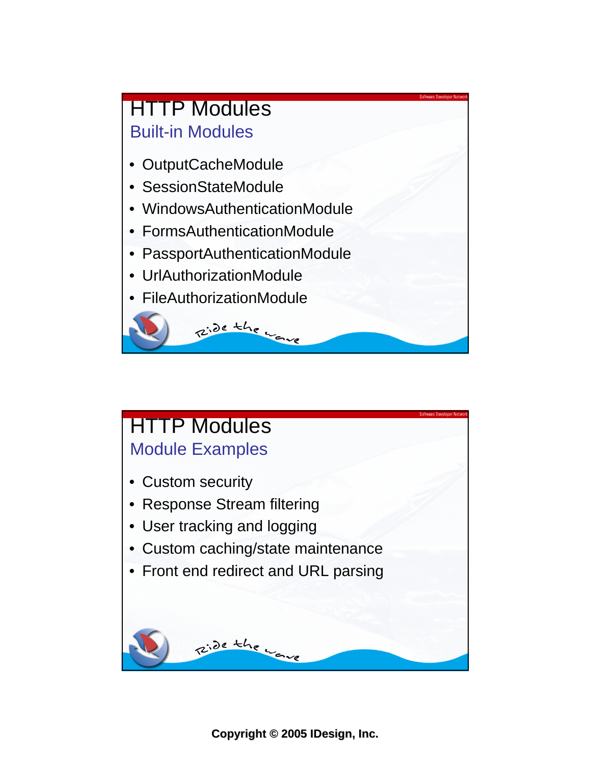## HTTP Modules

### Built-in Modules

- OutputCacheModule
- SessionStateModule
- WindowsAuthenticationModule
- FormsAuthenticationModule
- PassportAuthenticationModule
- UrlAuthorizationModule
- FileAuthorizationModule

## HTTP Modules

### Module Examples

- Custom security
- Response Stream filtering
- User tracking and logging
- Custom caching/state maintenance
- Front end redirect and URL parsing

**Copyright © 2005 IDesign, Inc.**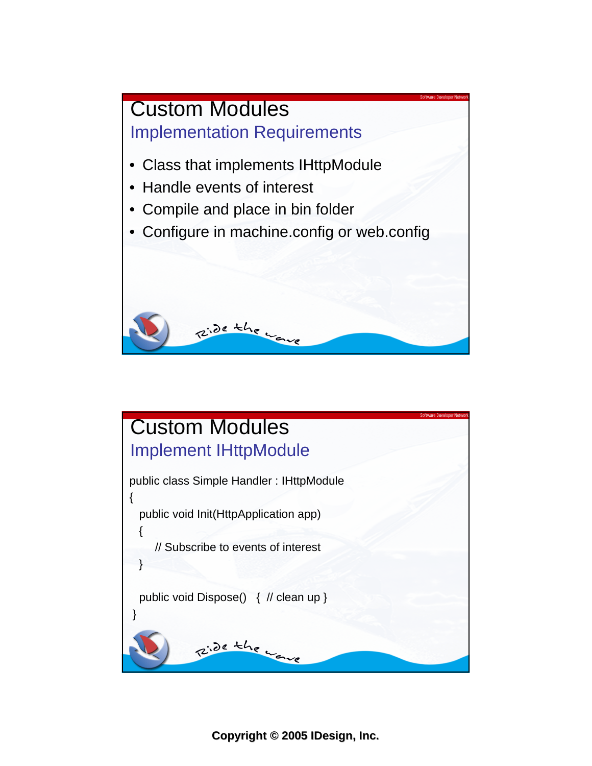# Custom Modules

## Implementation Requirements

- Class that implements IHttpModule
- Handle events of interest
- Compile and place in bin folder
- Configure in machine.config or web.config

# Custom Modules

## Implement IHttpModule

```
public class Simple Handler : IHttpModule
{
  public void Init(HttpApplication app)
  {
      // Subscribe to events of interest
  }

  public void Dispose()   {  // clean up }
}
```

**Copyright © 2005 IDesign, Inc.**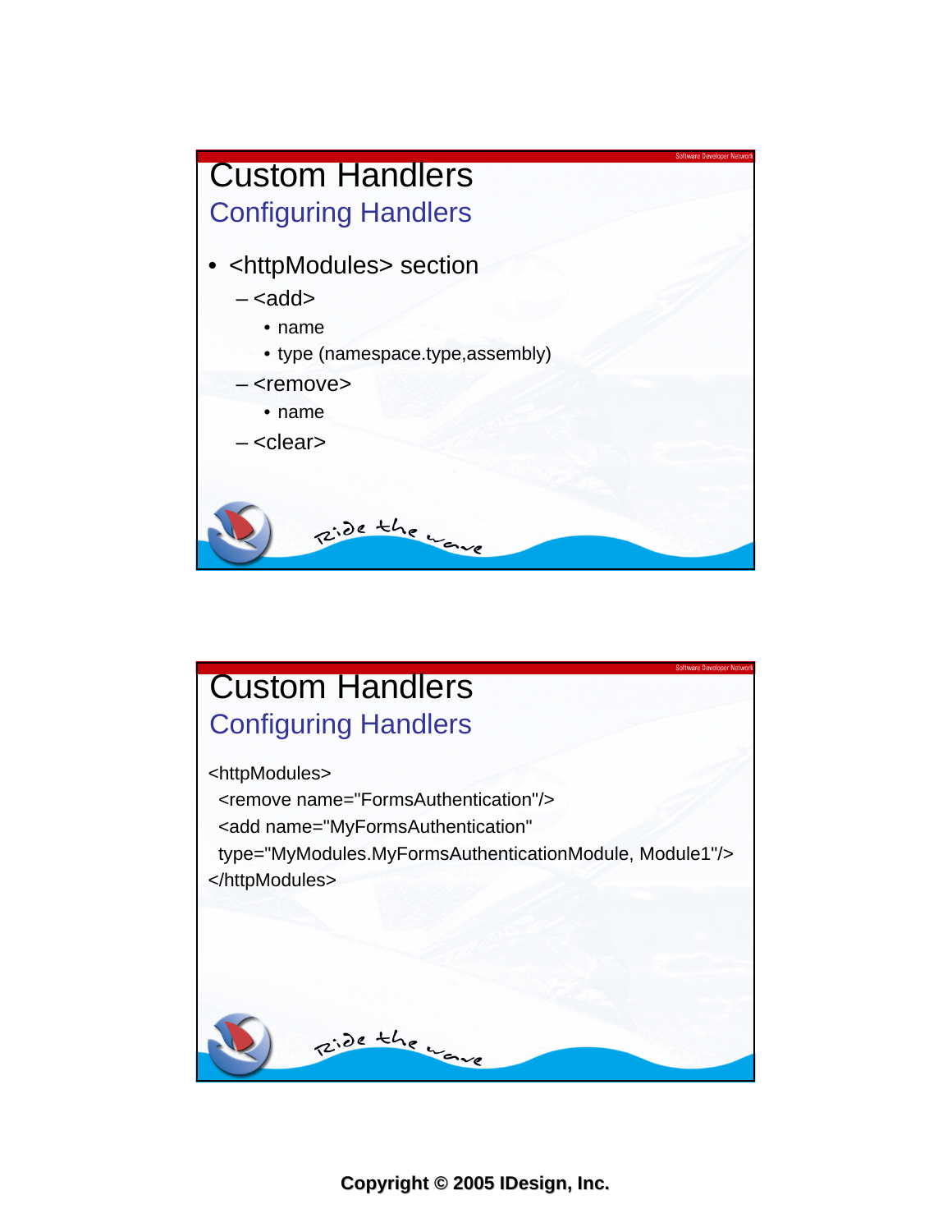# Custom Handlers

## Configuring Handlers

- <httpModules> section
  - <add>
    - name
    - type (namespace.type,assembly)
  - <remove>
    - name
  - <clear>

# Custom Handlers

## Configuring Handlers

```
<httpModules>
  <remove name="FormsAuthentication"/>
  <add name="MyFormsAuthentication"
  type="MyModules.MyFormsAuthenticationModule, Module1"/>
</httpModules>
```

**Copyright © 2005 IDesign, Inc.**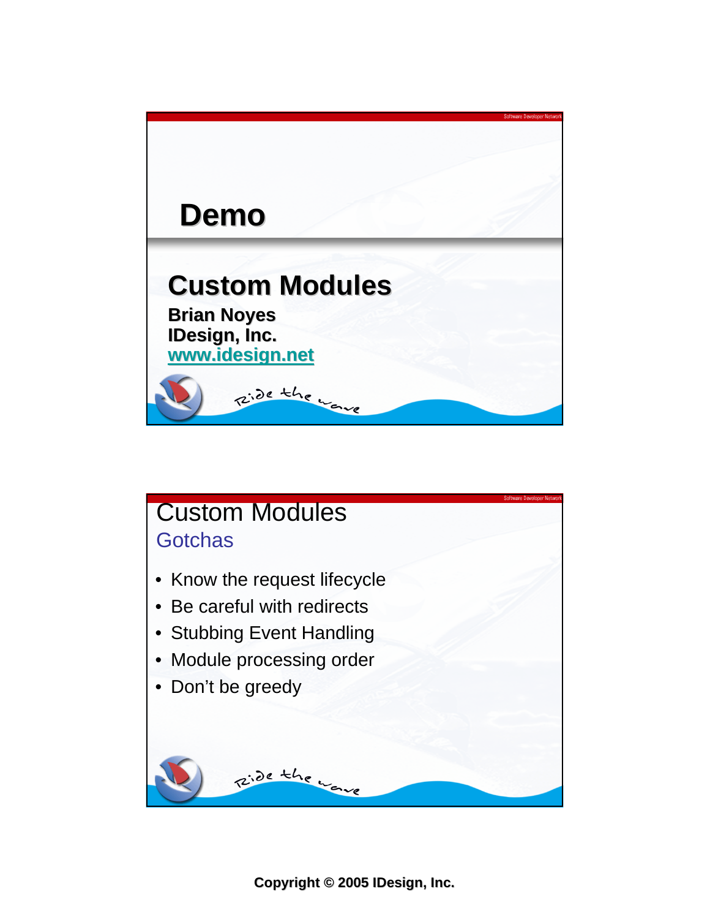# Demo

## Custom Modules

**Brian Noyes**
**IDesign, Inc.**
**www.idesign.net**

# Custom Modules

## Gotchas

- Know the request lifecycle
- Be careful with redirects
- Stubbing Event Handling
- Module processing order
- Don't be greedy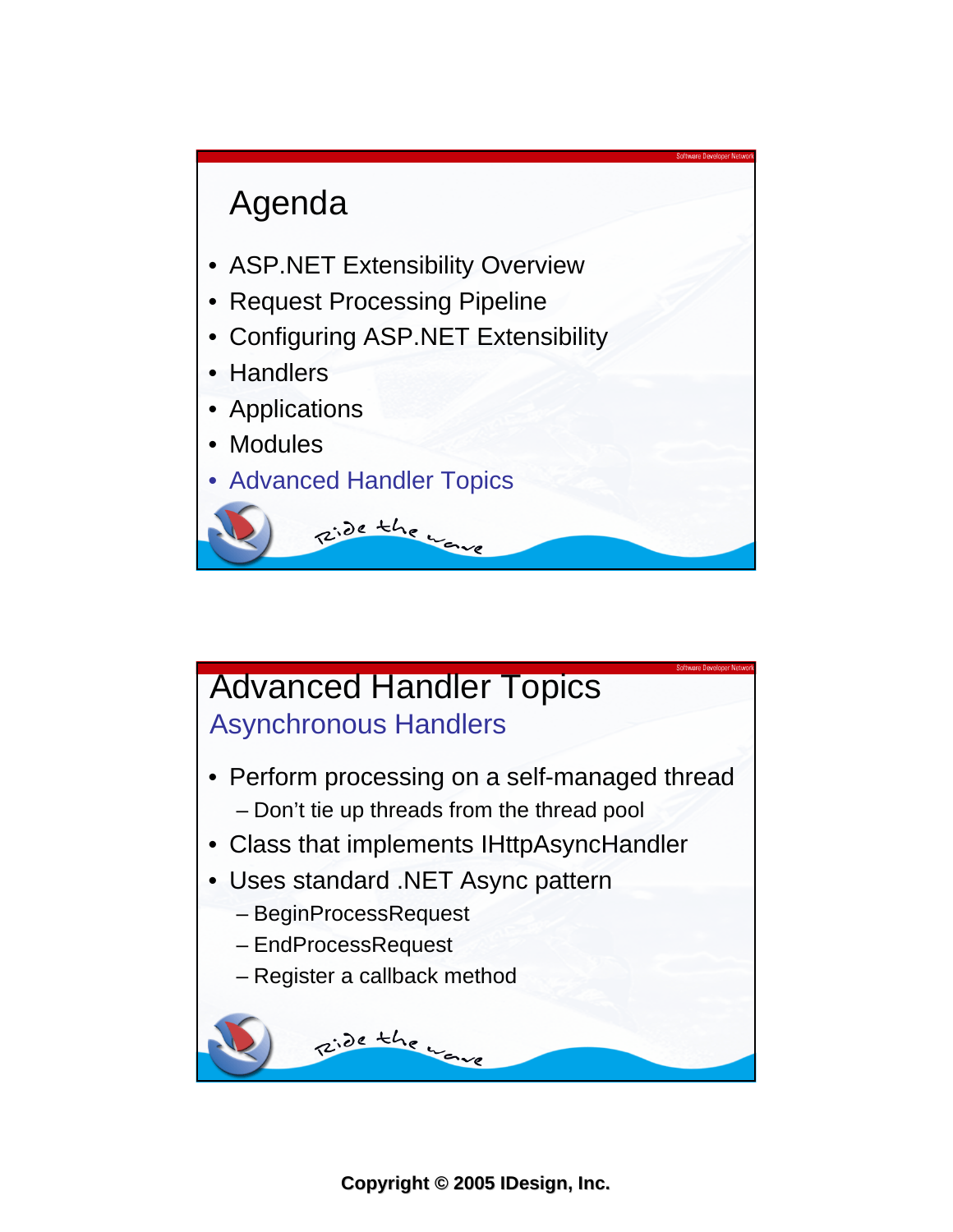# Agenda

- ASP.NET Extensibility Overview
- Request Processing Pipeline
- Configuring ASP.NET Extensibility
- Handlers
- Applications
- Modules
- Advanced Handler Topics

# Advanced Handler Topics

## Asynchronous Handlers

- Perform processing on a self-managed thread
  - Don't tie up threads from the thread pool
- Class that implements IHttpAsyncHandler
- Uses standard .NET Async pattern
  - BeginProcessRequest
  - EndProcessRequest
  - Register a callback method

**Copyright © 2005 IDesign, Inc.**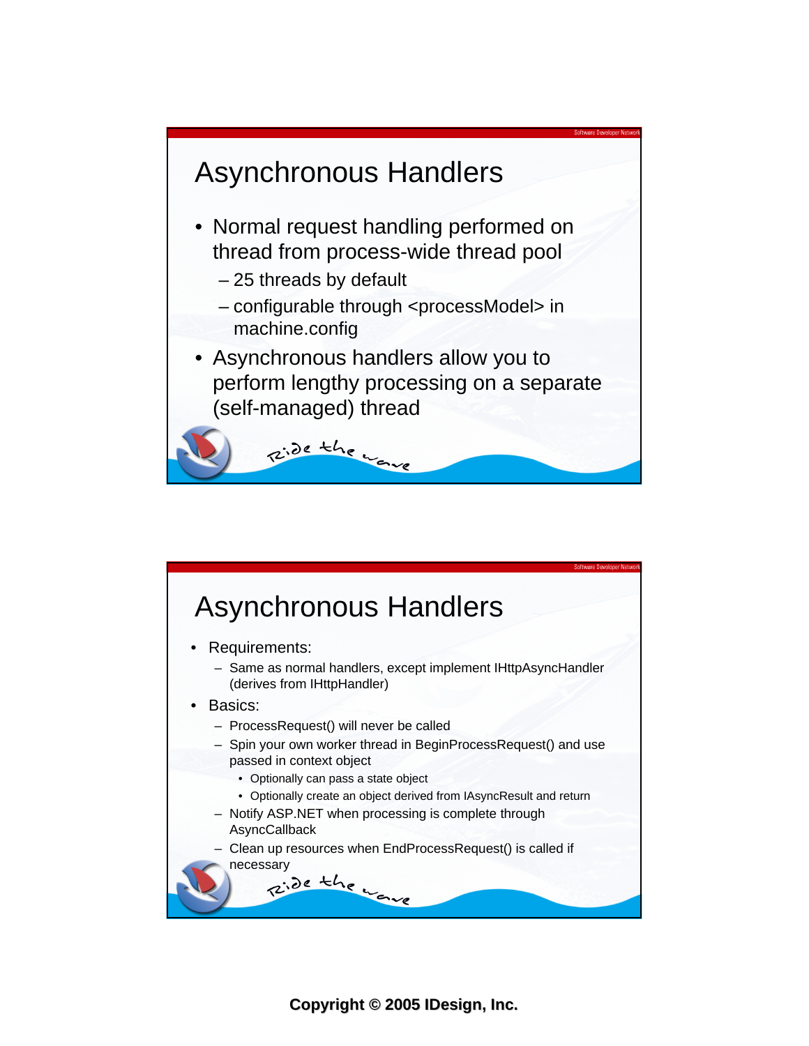## Asynchronous Handlers

- Normal request handling performed on thread from process-wide thread pool
  - 25 threads by default
  - configurable through <processModel> in machine.config
- Asynchronous handlers allow you to perform lengthy processing on a separate (self-managed) thread

## Asynchronous Handlers

- Requirements:
  - Same as normal handlers, except implement IHttpAsyncHandler (derives from IHttpHandler)
- Basics:
  - ProcessRequest() will never be called
  - Spin your own worker thread in BeginProcessRequest() and use passed in context object
    - Optionally can pass a state object
    - Optionally create an object derived from IAsyncResult and return
  - Notify ASP.NET when processing is complete through AsyncCallback
  - Clean up resources when EndProcessRequest() is called if necessary

**Copyright © 2005 IDesign, Inc.**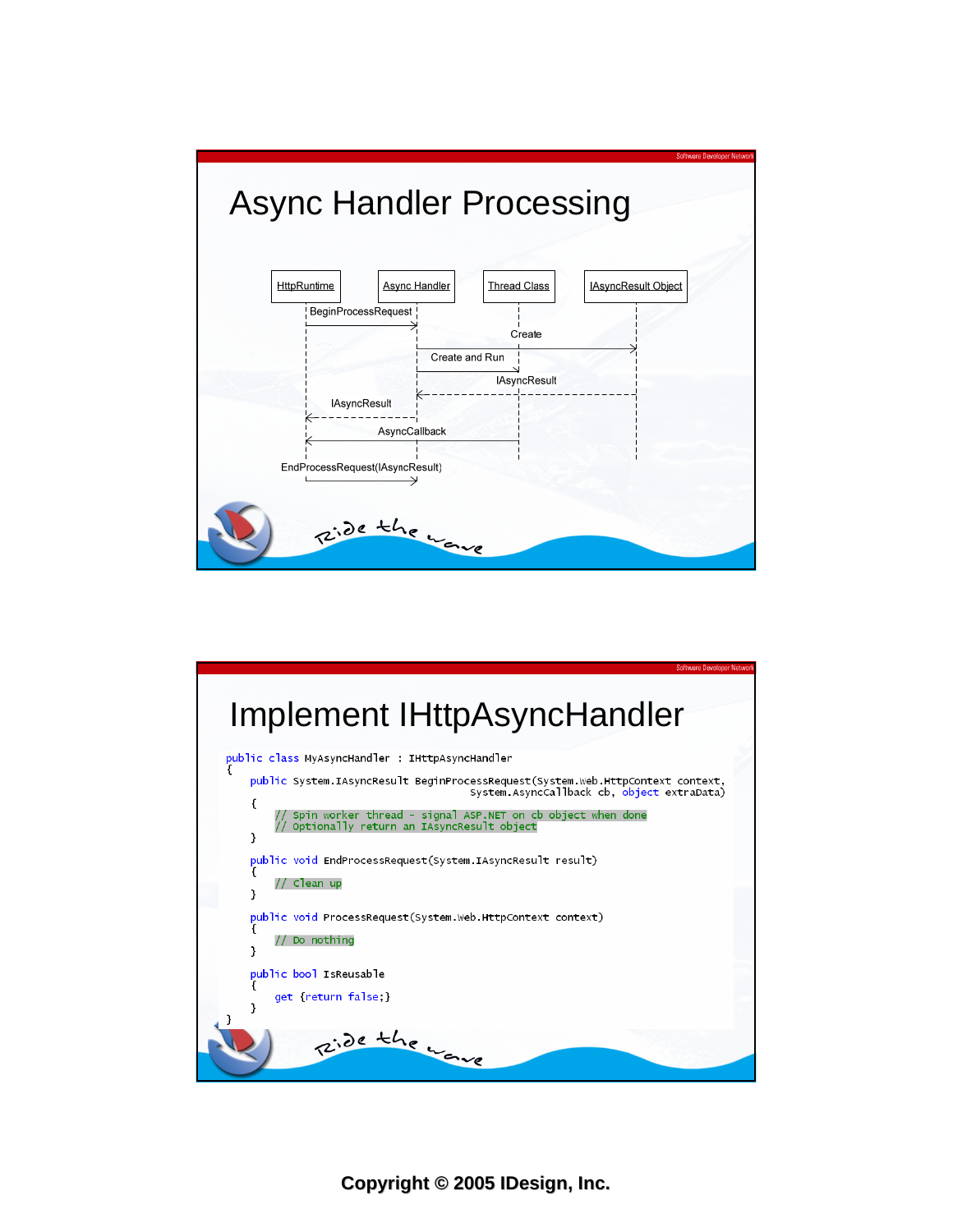# Async Handler Processing

HttpRuntime | Async Handler | Thread Class | IAsyncResult Object

- HttpRuntime → Async Handler: BeginProcessRequest
- Async Handler → IAsyncResult Object: Create
- Async Handler → Thread Class: Create and Run
- IAsyncResult Object → Async Handler: IAsyncResult
- Async Handler → HttpRuntime: IAsyncResult
- Thread Class → HttpRuntime: AsyncCallback
- HttpRuntime → Async Handler: EndProcessRequest(IAsyncResult)

# Implement IHttpAsyncHandler

```
public class MyAsyncHandler : IHttpAsyncHandler
{
   public System.IAsyncResult BeginProcessRequest(System.Web.HttpContext context,
                                    System.AsyncCallback cb, object extraData)
   {
      // Spin worker thread - signal ASP.NET on cb object when done
      // Optionally return an IAsyncResult object
   }

   public void EndProcessRequest(System.IAsyncResult result)
   {
      // Clean up
   }

   public void ProcessRequest(System.Web.HttpContext context)
   {
      // Do nothing
   }

   public bool IsReusable
   {
      get {return false;}
   }
}
```

**Copyright © 2005 IDesign, Inc.**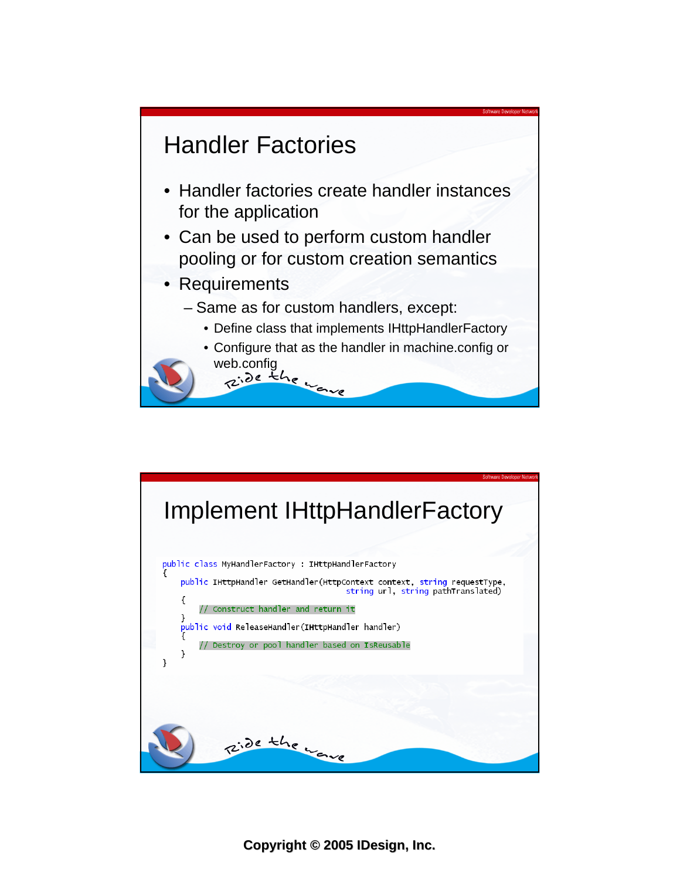## Handler Factories

- Handler factories create handler instances for the application
- Can be used to perform custom handler pooling or for custom creation semantics
- Requirements
  - Same as for custom handlers, except:
    - Define class that implements IHttpHandlerFactory
    - Configure that as the handler in machine.config or web.config

## Implement IHttpHandlerFactory

```
public class MyHandlerFactory : IHttpHandlerFactory
{
    public IHttpHandler GetHandler(HttpContext context, string requestType,
                                   string url, string pathTranslated)
    {
        // Construct handler and return it
    }
    public void ReleaseHandler(IHttpHandler handler)
    {
        // Destroy or pool handler based on IsReusable
    }
}
```

**Copyright © 2005 IDesign, Inc.**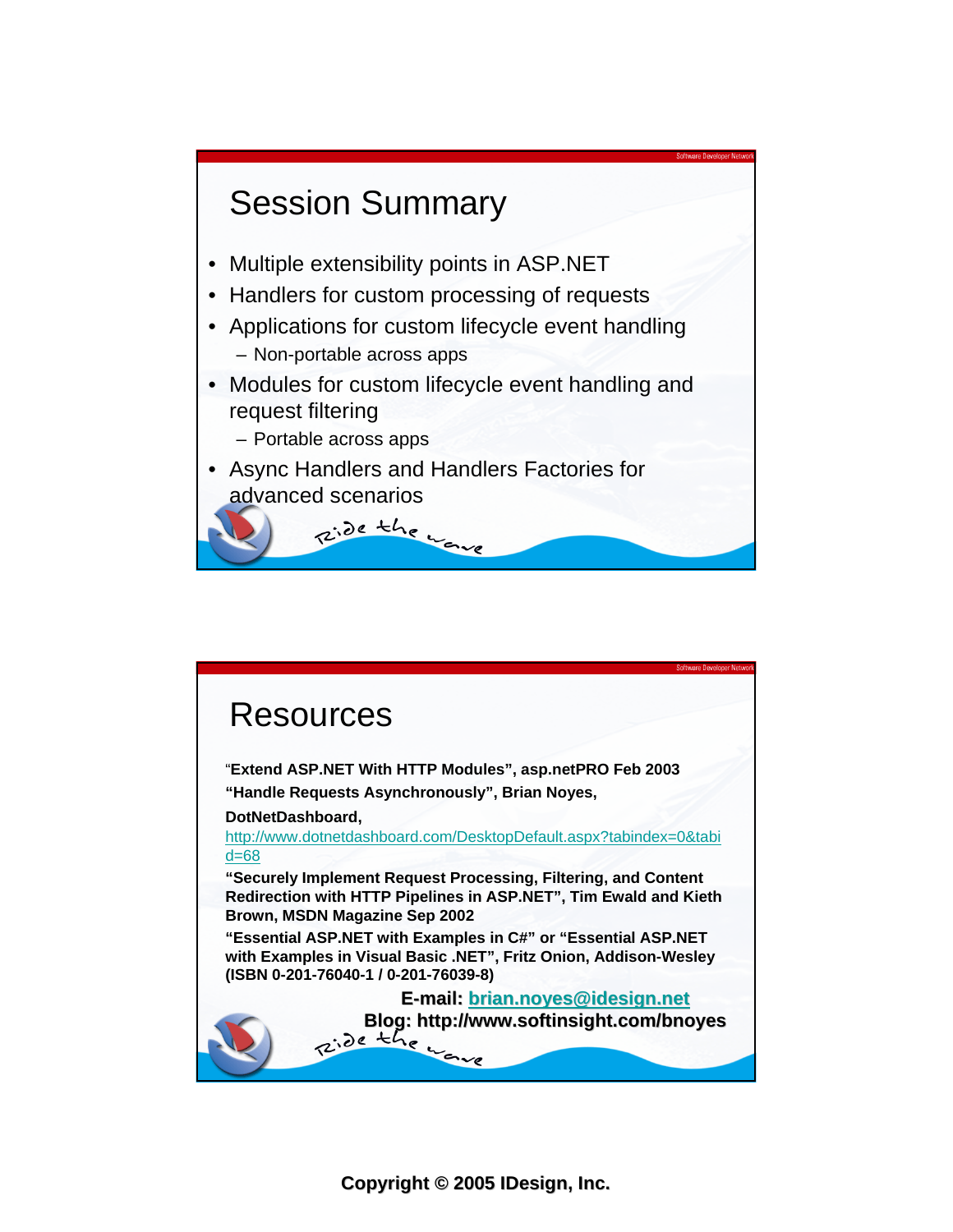# Session Summary

- Multiple extensibility points in ASP.NET
- Handlers for custom processing of requests
- Applications for custom lifecycle event handling
  - Non-portable across apps
- Modules for custom lifecycle event handling and request filtering
  - Portable across apps
- Async Handlers and Handlers Factories for advanced scenarios

# Resources

**"Extend ASP.NET With HTTP Modules", asp.netPRO Feb 2003**

**"Handle Requests Asynchronously", Brian Noyes, DotNetDashboard,** http://www.dotnetdashboard.com/DesktopDefault.aspx?tabindex=0&tabid=68

**"Securely Implement Request Processing, Filtering, and Content Redirection with HTTP Pipelines in ASP.NET", Tim Ewald and Kieth Brown, MSDN Magazine Sep 2002**

**"Essential ASP.NET with Examples in C#" or "Essential ASP.NET with Examples in Visual Basic .NET", Fritz Onion, Addison-Wesley (ISBN 0-201-76040-1 / 0-201-76039-8)**

**E-mail: brian.noyes@idesign.net**

**Blog: http://www.softinsight.com/bnoyes**

**Copyright © 2005 IDesign, Inc.**